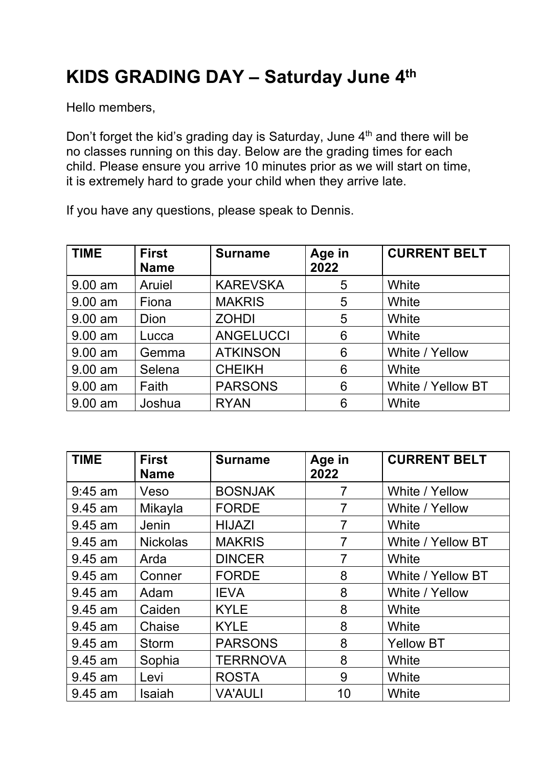# KIDS GRADING DAY – Saturday June 4th

Hello members,

Don't forget the kid's grading day is Saturday, June 4th and there will be no classes running on this day. Below are the grading times for each child. Please ensure you arrive 10 minutes prior as we will start on time, it is extremely hard to grade your child when they arrive late.

If you have any questions, please speak to Dennis.

| TIME | First Name | Surname | Age in 2022 | CURRENT BELT |
|---|---|---|---|---|
| 9.00 am | Aruiel | KAREVSKA | 5 | White |
| 9.00 am | Fiona | MAKRIS | 5 | White |
| 9.00 am | Dion | ZOHDI | 5 | White |
| 9.00 am | Lucca | ANGELUCCI | 6 | White |
| 9.00 am | Gemma | ATKINSON | 6 | White / Yellow |
| 9.00 am | Selena | CHEIKH | 6 | White |
| 9.00 am | Faith | PARSONS | 6 | White / Yellow BT |
| 9.00 am | Joshua | RYAN | 6 | White |

| TIME | First Name | Surname | Age in 2022 | CURRENT BELT |
|---|---|---|---|---|
| 9:45 am | Veso | BOSNJAK | 7 | White / Yellow |
| 9.45 am | Mikayla | FORDE | 7 | White / Yellow |
| 9.45 am | Jenin | HIJAZI | 7 | White |
| 9.45 am | Nickolas | MAKRIS | 7 | White / Yellow BT |
| 9.45 am | Arda | DINCER | 7 | White |
| 9.45 am | Conner | FORDE | 8 | White / Yellow BT |
| 9.45 am | Adam | IEVA | 8 | White / Yellow |
| 9.45 am | Caiden | KYLE | 8 | White |
| 9.45 am | Chaise | KYLE | 8 | White |
| 9.45 am | Storm | PARSONS | 8 | Yellow BT |
| 9.45 am | Sophia | TERRNOVA | 8 | White |
| 9.45 am | Levi | ROSTA | 9 | White |
| 9.45 am | Isaiah | VA'AULI | 10 | White |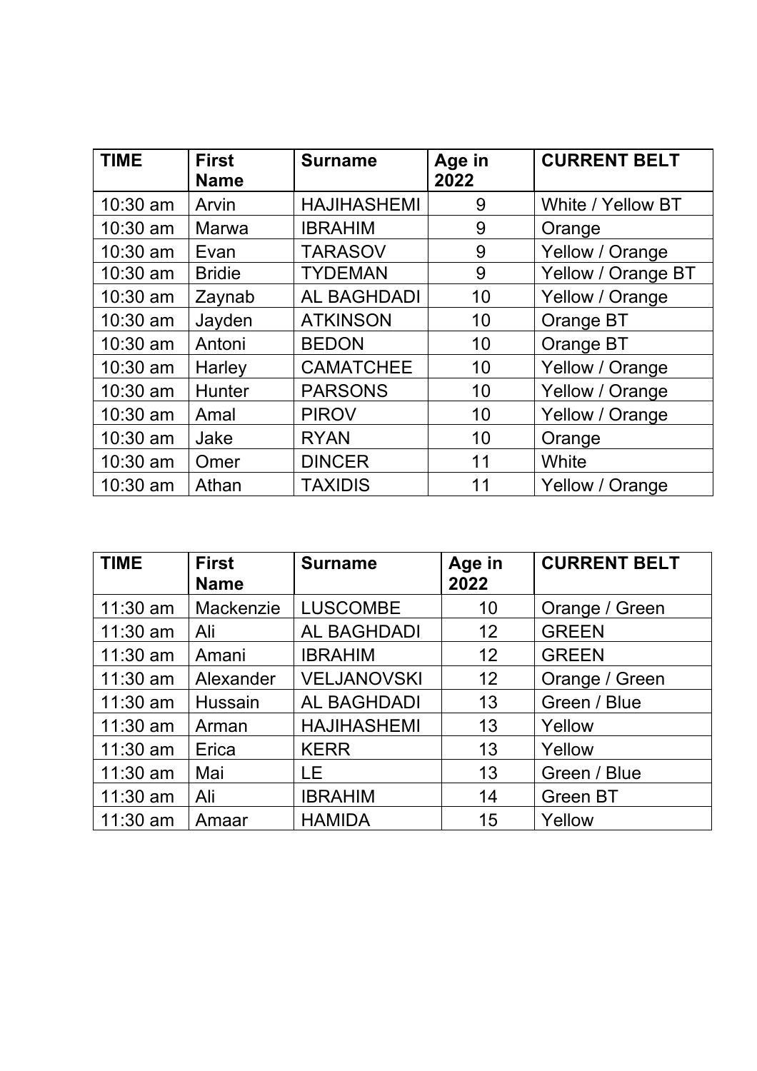| TIME | First Name | Surname | Age in 2022 | CURRENT BELT |
|---|---|---|---|---|
| 10:30 am | Arvin | HAJIHASHEMI | 9 | White / Yellow BT |
| 10:30 am | Marwa | IBRAHIM | 9 | Orange |
| 10:30 am | Evan | TARASOV | 9 | Yellow / Orange |
| 10:30 am | Bridie | TYDEMAN | 9 | Yellow / Orange BT |
| 10:30 am | Zaynab | AL BAGHDADI | 10 | Yellow / Orange |
| 10:30 am | Jayden | ATKINSON | 10 | Orange BT |
| 10:30 am | Antoni | BEDON | 10 | Orange BT |
| 10:30 am | Harley | CAMATCHEE | 10 | Yellow / Orange |
| 10:30 am | Hunter | PARSONS | 10 | Yellow / Orange |
| 10:30 am | Amal | PIROV | 10 | Yellow / Orange |
| 10:30 am | Jake | RYAN | 10 | Orange |
| 10:30 am | Omer | DINCER | 11 | White |
| 10:30 am | Athan | TAXIDIS | 11 | Yellow / Orange |

| TIME | First Name | Surname | Age in 2022 | CURRENT BELT |
|---|---|---|---|---|
| 11:30 am | Mackenzie | LUSCOMBE | 10 | Orange / Green |
| 11:30 am | Ali | AL BAGHDADI | 12 | GREEN |
| 11:30 am | Amani | IBRAHIM | 12 | GREEN |
| 11:30 am | Alexander | VELJANOVSKI | 12 | Orange / Green |
| 11:30 am | Hussain | AL BAGHDADI | 13 | Green / Blue |
| 11:30 am | Arman | HAJIHASHEMI | 13 | Yellow |
| 11:30 am | Erica | KERR | 13 | Yellow |
| 11:30 am | Mai | LE | 13 | Green / Blue |
| 11:30 am | Ali | IBRAHIM | 14 | Green BT |
| 11:30 am | Amaar | HAMIDA | 15 | Yellow |